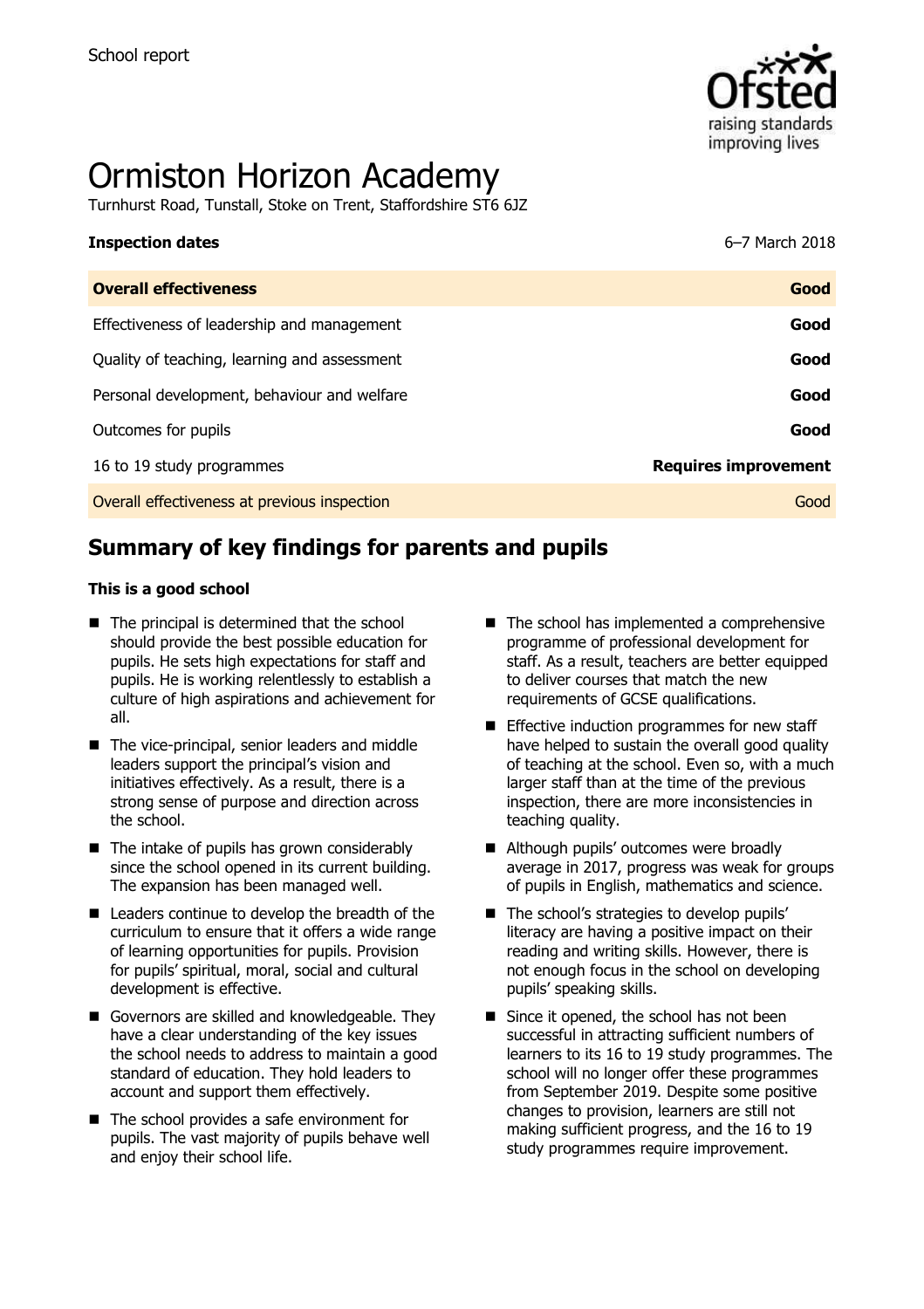School report

# Ormiston Horizon Academy

Turnhurst Road, Tunstall, Stoke on Trent, Staffordshire ST6 6JZ

| **Inspection dates** | 6–7 March 2018 |
|---|---|
| **Overall effectiveness** | **Good** |
| Effectiveness of leadership and management | **Good** |
| Quality of teaching, learning and assessment | **Good** |
| Personal development, behaviour and welfare | **Good** |
| Outcomes for pupils | **Good** |
| 16 to 19 study programmes | **Requires improvement** |
| Overall effectiveness at previous inspection | Good |

## Summary of key findings for parents and pupils

**This is a good school**

- The principal is determined that the school should provide the best possible education for pupils. He sets high expectations for staff and pupils. He is working relentlessly to establish a culture of high aspirations and achievement for all.
- The vice-principal, senior leaders and middle leaders support the principal's vision and initiatives effectively. As a result, there is a strong sense of purpose and direction across the school.
- The intake of pupils has grown considerably since the school opened in its current building. The expansion has been managed well.
- Leaders continue to develop the breadth of the curriculum to ensure that it offers a wide range of learning opportunities for pupils. Provision for pupils' spiritual, moral, social and cultural development is effective.
- Governors are skilled and knowledgeable. They have a clear understanding of the key issues the school needs to address to maintain a good standard of education. They hold leaders to account and support them effectively.
- The school provides a safe environment for pupils. The vast majority of pupils behave well and enjoy their school life.
- The school has implemented a comprehensive programme of professional development for staff. As a result, teachers are better equipped to deliver courses that match the new requirements of GCSE qualifications.
- Effective induction programmes for new staff have helped to sustain the overall good quality of teaching at the school. Even so, with a much larger staff than at the time of the previous inspection, there are more inconsistencies in teaching quality.
- Although pupils' outcomes were broadly average in 2017, progress was weak for groups of pupils in English, mathematics and science.
- The school's strategies to develop pupils' literacy are having a positive impact on their reading and writing skills. However, there is not enough focus in the school on developing pupils' speaking skills.
- Since it opened, the school has not been successful in attracting sufficient numbers of learners to its 16 to 19 study programmes. The school will no longer offer these programmes from September 2019. Despite some positive changes to provision, learners are still not making sufficient progress, and the 16 to 19 study programmes require improvement.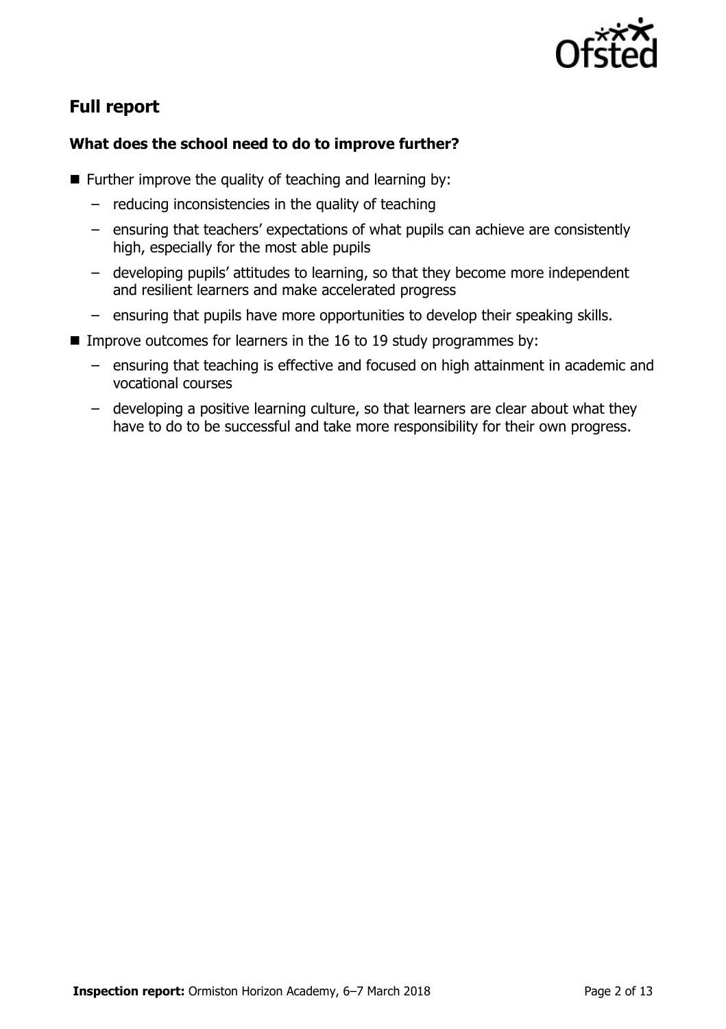## Full report

### What does the school need to do to improve further?

- Further improve the quality of teaching and learning by:
  - reducing inconsistencies in the quality of teaching
  - ensuring that teachers' expectations of what pupils can achieve are consistently high, especially for the most able pupils
  - developing pupils' attitudes to learning, so that they become more independent and resilient learners and make accelerated progress
  - ensuring that pupils have more opportunities to develop their speaking skills.
- Improve outcomes for learners in the 16 to 19 study programmes by:
  - ensuring that teaching is effective and focused on high attainment in academic and vocational courses
  - developing a positive learning culture, so that learners are clear about what they have to do to be successful and take more responsibility for their own progress.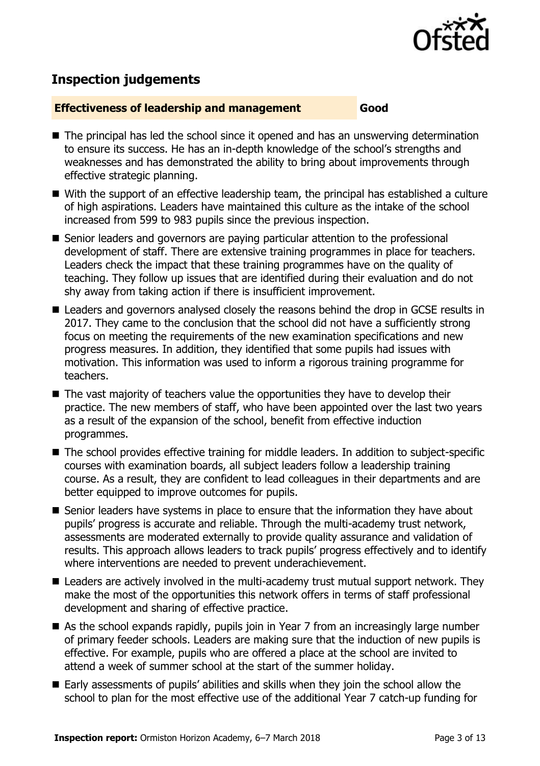## Inspection judgements

**Effectiveness of leadership and management** **Good**

- The principal has led the school since it opened and has an unswerving determination to ensure its success. He has an in-depth knowledge of the school's strengths and weaknesses and has demonstrated the ability to bring about improvements through effective strategic planning.
- With the support of an effective leadership team, the principal has established a culture of high aspirations. Leaders have maintained this culture as the intake of the school increased from 599 to 983 pupils since the previous inspection.
- Senior leaders and governors are paying particular attention to the professional development of staff. There are extensive training programmes in place for teachers. Leaders check the impact that these training programmes have on the quality of teaching. They follow up issues that are identified during their evaluation and do not shy away from taking action if there is insufficient improvement.
- Leaders and governors analysed closely the reasons behind the drop in GCSE results in 2017. They came to the conclusion that the school did not have a sufficiently strong focus on meeting the requirements of the new examination specifications and new progress measures. In addition, they identified that some pupils had issues with motivation. This information was used to inform a rigorous training programme for teachers.
- The vast majority of teachers value the opportunities they have to develop their practice. The new members of staff, who have been appointed over the last two years as a result of the expansion of the school, benefit from effective induction programmes.
- The school provides effective training for middle leaders. In addition to subject-specific courses with examination boards, all subject leaders follow a leadership training course. As a result, they are confident to lead colleagues in their departments and are better equipped to improve outcomes for pupils.
- Senior leaders have systems in place to ensure that the information they have about pupils' progress is accurate and reliable. Through the multi-academy trust network, assessments are moderated externally to provide quality assurance and validation of results. This approach allows leaders to track pupils' progress effectively and to identify where interventions are needed to prevent underachievement.
- Leaders are actively involved in the multi-academy trust mutual support network. They make the most of the opportunities this network offers in terms of staff professional development and sharing of effective practice.
- As the school expands rapidly, pupils join in Year 7 from an increasingly large number of primary feeder schools. Leaders are making sure that the induction of new pupils is effective. For example, pupils who are offered a place at the school are invited to attend a week of summer school at the start of the summer holiday.
- Early assessments of pupils' abilities and skills when they join the school allow the school to plan for the most effective use of the additional Year 7 catch-up funding for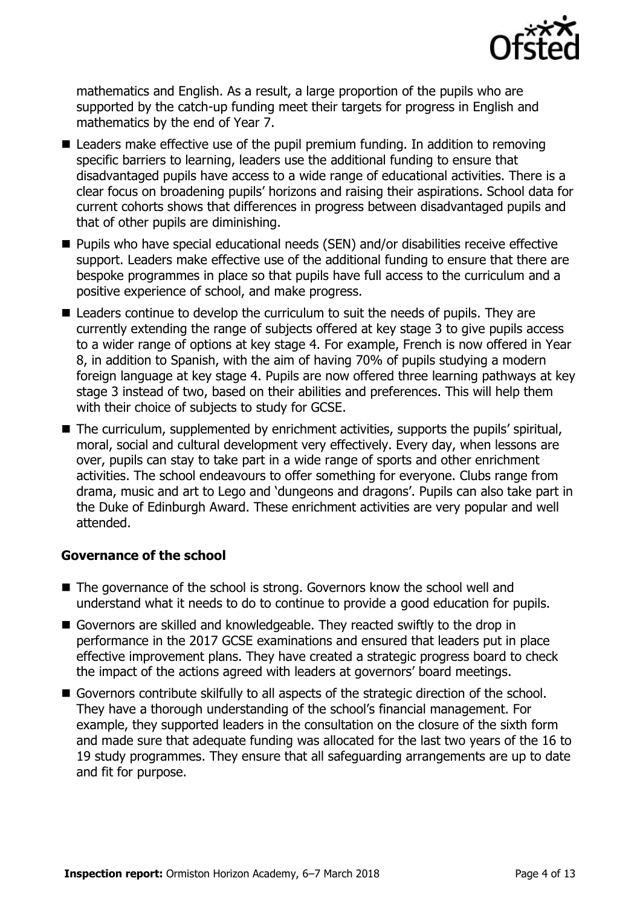mathematics and English. As a result, a large proportion of the pupils who are supported by the catch-up funding meet their targets for progress in English and mathematics by the end of Year 7.

- Leaders make effective use of the pupil premium funding. In addition to removing specific barriers to learning, leaders use the additional funding to ensure that disadvantaged pupils have access to a wide range of educational activities. There is a clear focus on broadening pupils' horizons and raising their aspirations. School data for current cohorts shows that differences in progress between disadvantaged pupils and that of other pupils are diminishing.
- Pupils who have special educational needs (SEN) and/or disabilities receive effective support. Leaders make effective use of the additional funding to ensure that there are bespoke programmes in place so that pupils have full access to the curriculum and a positive experience of school, and make progress.
- Leaders continue to develop the curriculum to suit the needs of pupils. They are currently extending the range of subjects offered at key stage 3 to give pupils access to a wider range of options at key stage 4. For example, French is now offered in Year 8, in addition to Spanish, with the aim of having 70% of pupils studying a modern foreign language at key stage 4. Pupils are now offered three learning pathways at key stage 3 instead of two, based on their abilities and preferences. This will help them with their choice of subjects to study for GCSE.
- The curriculum, supplemented by enrichment activities, supports the pupils' spiritual, moral, social and cultural development very effectively. Every day, when lessons are over, pupils can stay to take part in a wide range of sports and other enrichment activities. The school endeavours to offer something for everyone. Clubs range from drama, music and art to Lego and 'dungeons and dragons'. Pupils can also take part in the Duke of Edinburgh Award. These enrichment activities are very popular and well attended.

### Governance of the school

- The governance of the school is strong. Governors know the school well and understand what it needs to do to continue to provide a good education for pupils.
- Governors are skilled and knowledgeable. They reacted swiftly to the drop in performance in the 2017 GCSE examinations and ensured that leaders put in place effective improvement plans. They have created a strategic progress board to check the impact of the actions agreed with leaders at governors' board meetings.
- Governors contribute skilfully to all aspects of the strategic direction of the school. They have a thorough understanding of the school's financial management. For example, they supported leaders in the consultation on the closure of the sixth form and made sure that adequate funding was allocated for the last two years of the 16 to 19 study programmes. They ensure that all safeguarding arrangements are up to date and fit for purpose.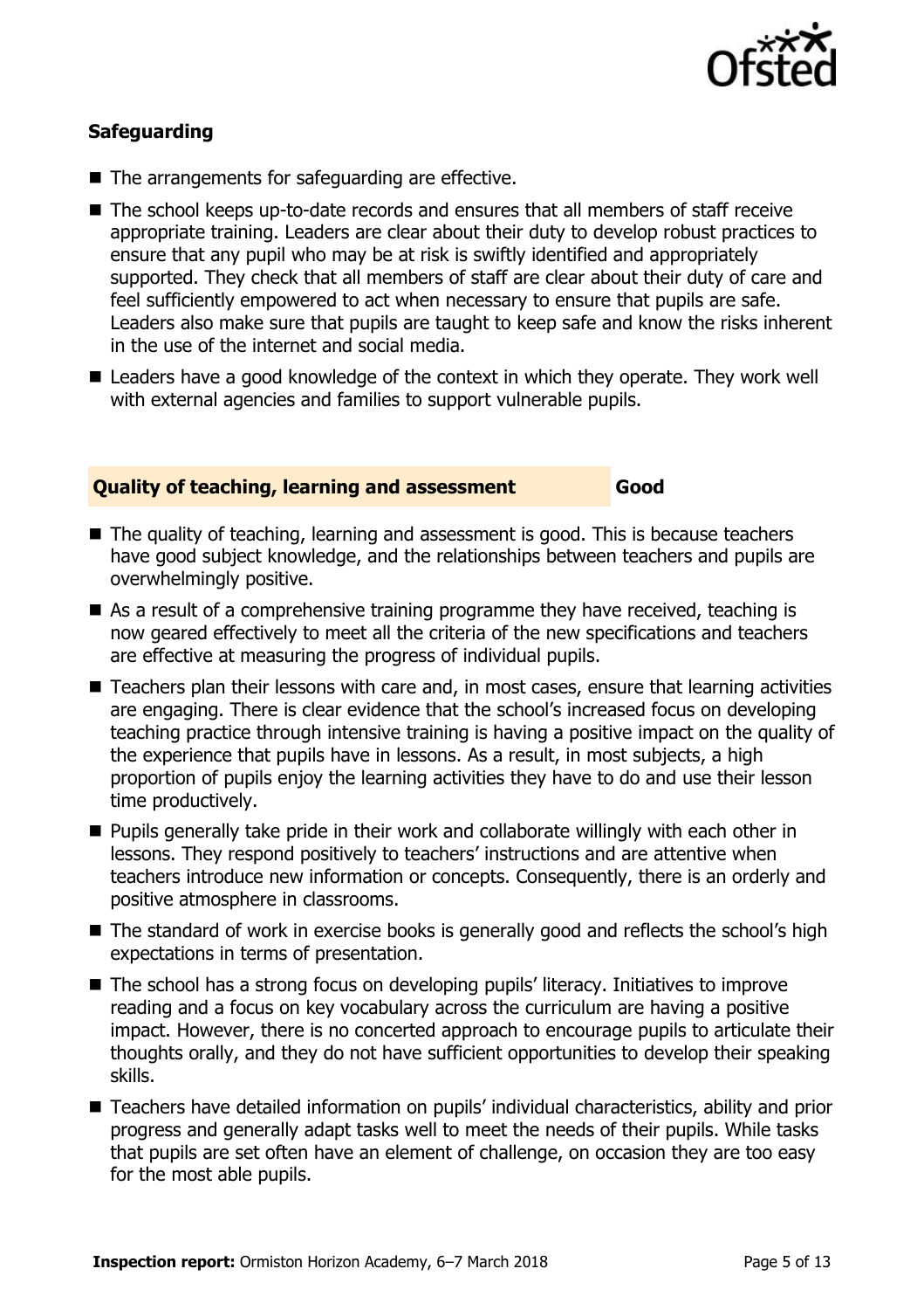### Safeguarding

- The arrangements for safeguarding are effective.
- The school keeps up-to-date records and ensures that all members of staff receive appropriate training. Leaders are clear about their duty to develop robust practices to ensure that any pupil who may be at risk is swiftly identified and appropriately supported. They check that all members of staff are clear about their duty of care and feel sufficiently empowered to act when necessary to ensure that pupils are safe. Leaders also make sure that pupils are taught to keep safe and know the risks inherent in the use of the internet and social media.
- Leaders have a good knowledge of the context in which they operate. They work well with external agencies and families to support vulnerable pupils.

### Quality of teaching, learning and assessment — Good

- The quality of teaching, learning and assessment is good. This is because teachers have good subject knowledge, and the relationships between teachers and pupils are overwhelmingly positive.
- As a result of a comprehensive training programme they have received, teaching is now geared effectively to meet all the criteria of the new specifications and teachers are effective at measuring the progress of individual pupils.
- Teachers plan their lessons with care and, in most cases, ensure that learning activities are engaging. There is clear evidence that the school's increased focus on developing teaching practice through intensive training is having a positive impact on the quality of the experience that pupils have in lessons. As a result, in most subjects, a high proportion of pupils enjoy the learning activities they have to do and use their lesson time productively.
- Pupils generally take pride in their work and collaborate willingly with each other in lessons. They respond positively to teachers' instructions and are attentive when teachers introduce new information or concepts. Consequently, there is an orderly and positive atmosphere in classrooms.
- The standard of work in exercise books is generally good and reflects the school's high expectations in terms of presentation.
- The school has a strong focus on developing pupils' literacy. Initiatives to improve reading and a focus on key vocabulary across the curriculum are having a positive impact. However, there is no concerted approach to encourage pupils to articulate their thoughts orally, and they do not have sufficient opportunities to develop their speaking skills.
- Teachers have detailed information on pupils' individual characteristics, ability and prior progress and generally adapt tasks well to meet the needs of their pupils. While tasks that pupils are set often have an element of challenge, on occasion they are too easy for the most able pupils.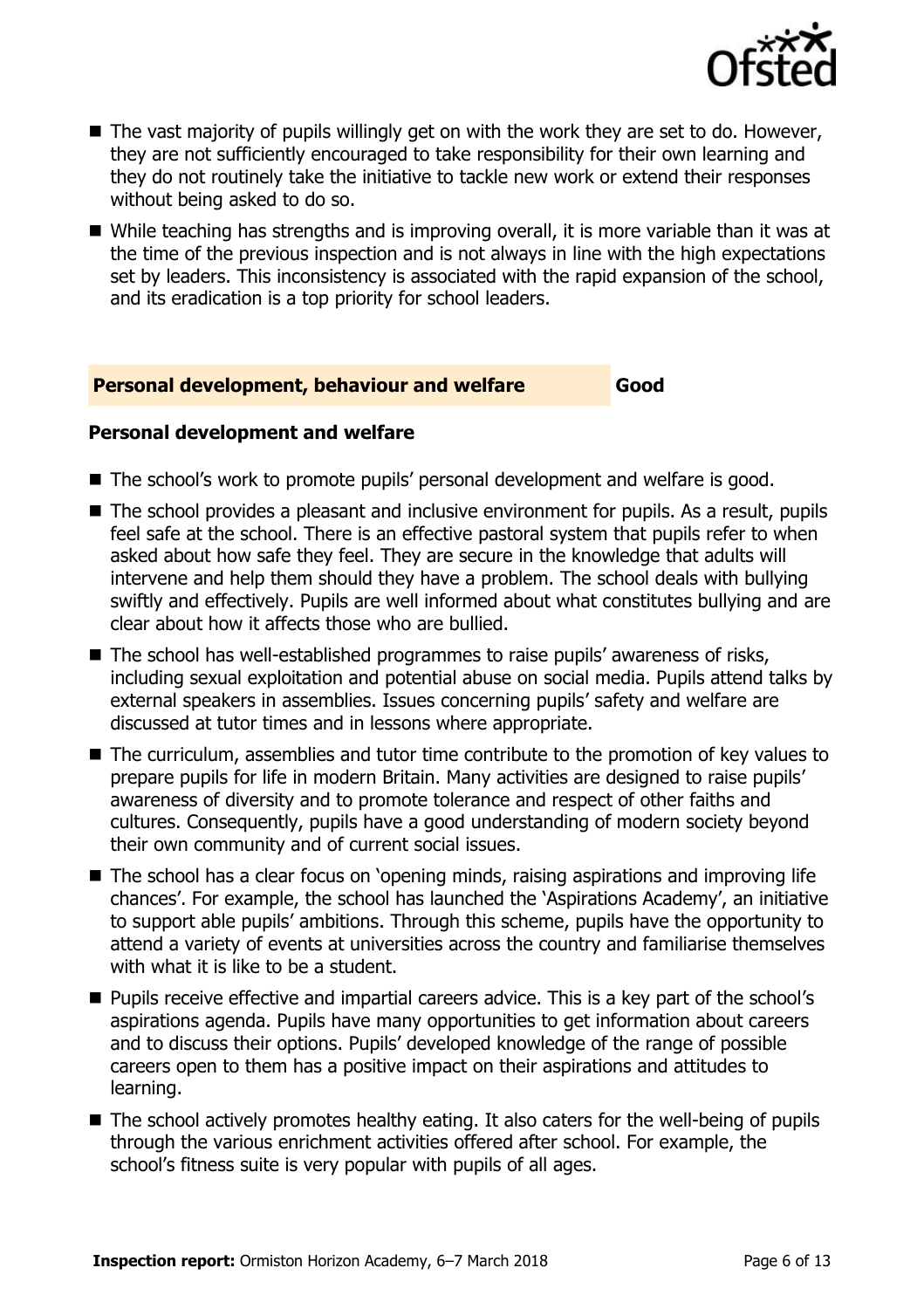- The vast majority of pupils willingly get on with the work they are set to do. However, they are not sufficiently encouraged to take responsibility for their own learning and they do not routinely take the initiative to tackle new work or extend their responses without being asked to do so.
- While teaching has strengths and is improving overall, it is more variable than it was at the time of the previous inspection and is not always in line with the high expectations set by leaders. This inconsistency is associated with the rapid expansion of the school, and its eradication is a top priority for school leaders.

## Personal development, behaviour and welfare — Good

### Personal development and welfare

- The school's work to promote pupils' personal development and welfare is good.
- The school provides a pleasant and inclusive environment for pupils. As a result, pupils feel safe at the school. There is an effective pastoral system that pupils refer to when asked about how safe they feel. They are secure in the knowledge that adults will intervene and help them should they have a problem. The school deals with bullying swiftly and effectively. Pupils are well informed about what constitutes bullying and are clear about how it affects those who are bullied.
- The school has well-established programmes to raise pupils' awareness of risks, including sexual exploitation and potential abuse on social media. Pupils attend talks by external speakers in assemblies. Issues concerning pupils' safety and welfare are discussed at tutor times and in lessons where appropriate.
- The curriculum, assemblies and tutor time contribute to the promotion of key values to prepare pupils for life in modern Britain. Many activities are designed to raise pupils' awareness of diversity and to promote tolerance and respect of other faiths and cultures. Consequently, pupils have a good understanding of modern society beyond their own community and of current social issues.
- The school has a clear focus on 'opening minds, raising aspirations and improving life chances'. For example, the school has launched the 'Aspirations Academy', an initiative to support able pupils' ambitions. Through this scheme, pupils have the opportunity to attend a variety of events at universities across the country and familiarise themselves with what it is like to be a student.
- Pupils receive effective and impartial careers advice. This is a key part of the school's aspirations agenda. Pupils have many opportunities to get information about careers and to discuss their options. Pupils' developed knowledge of the range of possible careers open to them has a positive impact on their aspirations and attitudes to learning.
- The school actively promotes healthy eating. It also caters for the well-being of pupils through the various enrichment activities offered after school. For example, the school's fitness suite is very popular with pupils of all ages.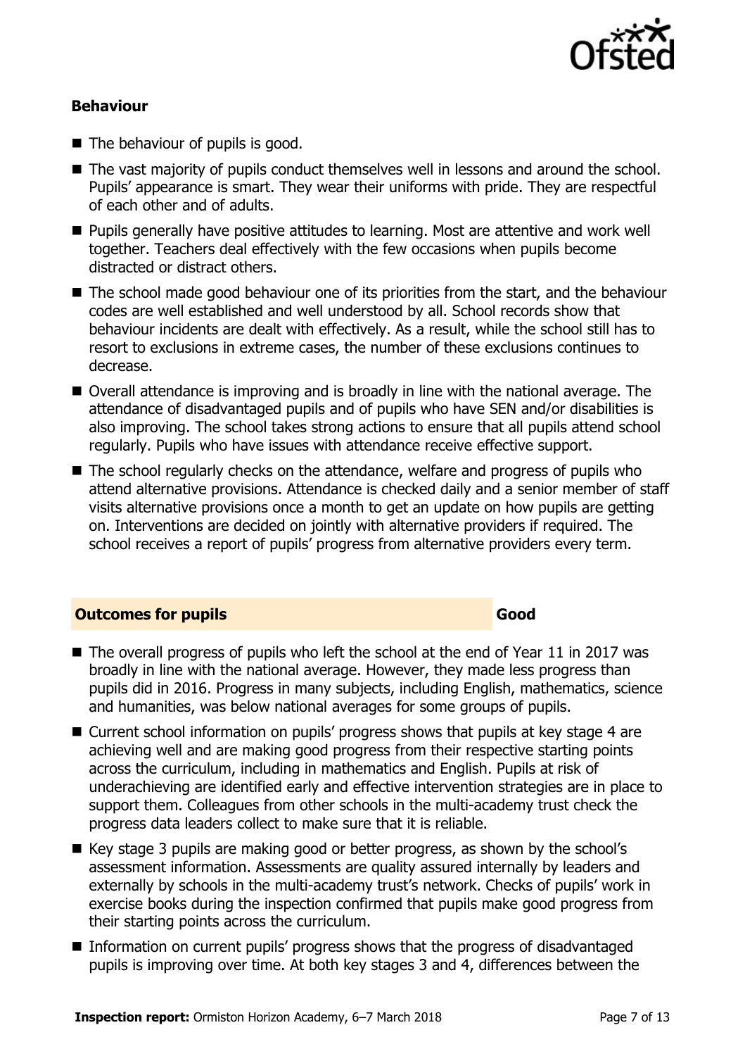### Behaviour

- The behaviour of pupils is good.
- The vast majority of pupils conduct themselves well in lessons and around the school. Pupils' appearance is smart. They wear their uniforms with pride. They are respectful of each other and of adults.
- Pupils generally have positive attitudes to learning. Most are attentive and work well together. Teachers deal effectively with the few occasions when pupils become distracted or distract others.
- The school made good behaviour one of its priorities from the start, and the behaviour codes are well established and well understood by all. School records show that behaviour incidents are dealt with effectively. As a result, while the school still has to resort to exclusions in extreme cases, the number of these exclusions continues to decrease.
- Overall attendance is improving and is broadly in line with the national average. The attendance of disadvantaged pupils and of pupils who have SEN and/or disabilities is also improving. The school takes strong actions to ensure that all pupils attend school regularly. Pupils who have issues with attendance receive effective support.
- The school regularly checks on the attendance, welfare and progress of pupils who attend alternative provisions. Attendance is checked daily and a senior member of staff visits alternative provisions once a month to get an update on how pupils are getting on. Interventions are decided on jointly with alternative providers if required. The school receives a report of pupils' progress from alternative providers every term.

## Outcomes for pupils — Good

- The overall progress of pupils who left the school at the end of Year 11 in 2017 was broadly in line with the national average. However, they made less progress than pupils did in 2016. Progress in many subjects, including English, mathematics, science and humanities, was below national averages for some groups of pupils.
- Current school information on pupils' progress shows that pupils at key stage 4 are achieving well and are making good progress from their respective starting points across the curriculum, including in mathematics and English. Pupils at risk of underachieving are identified early and effective intervention strategies are in place to support them. Colleagues from other schools in the multi-academy trust check the progress data leaders collect to make sure that it is reliable.
- Key stage 3 pupils are making good or better progress, as shown by the school's assessment information. Assessments are quality assured internally by leaders and externally by schools in the multi-academy trust's network. Checks of pupils' work in exercise books during the inspection confirmed that pupils make good progress from their starting points across the curriculum.
- Information on current pupils' progress shows that the progress of disadvantaged pupils is improving over time. At both key stages 3 and 4, differences between the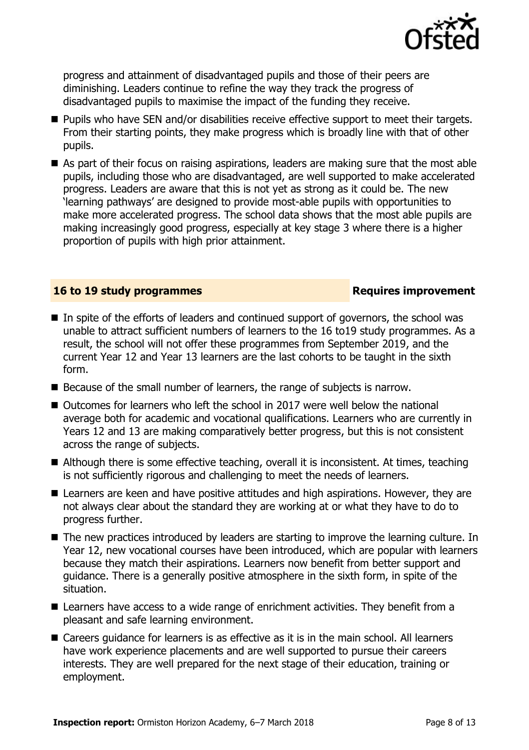progress and attainment of disadvantaged pupils and those of their peers are diminishing. Leaders continue to refine the way they track the progress of disadvantaged pupils to maximise the impact of the funding they receive.

- Pupils who have SEN and/or disabilities receive effective support to meet their targets. From their starting points, they make progress which is broadly line with that of other pupils.
- As part of their focus on raising aspirations, leaders are making sure that the most able pupils, including those who are disadvantaged, are well supported to make accelerated progress. Leaders are aware that this is not yet as strong as it could be. The new 'learning pathways' are designed to provide most-able pupils with opportunities to make more accelerated progress. The school data shows that the most able pupils are making increasingly good progress, especially at key stage 3 where there is a higher proportion of pupils with high prior attainment.

## 16 to 19 study programmes — Requires improvement

- In spite of the efforts of leaders and continued support of governors, the school was unable to attract sufficient numbers of learners to the 16 to19 study programmes. As a result, the school will not offer these programmes from September 2019, and the current Year 12 and Year 13 learners are the last cohorts to be taught in the sixth form.
- Because of the small number of learners, the range of subjects is narrow.
- Outcomes for learners who left the school in 2017 were well below the national average both for academic and vocational qualifications. Learners who are currently in Years 12 and 13 are making comparatively better progress, but this is not consistent across the range of subjects.
- Although there is some effective teaching, overall it is inconsistent. At times, teaching is not sufficiently rigorous and challenging to meet the needs of learners.
- Learners are keen and have positive attitudes and high aspirations. However, they are not always clear about the standard they are working at or what they have to do to progress further.
- The new practices introduced by leaders are starting to improve the learning culture. In Year 12, new vocational courses have been introduced, which are popular with learners because they match their aspirations. Learners now benefit from better support and guidance. There is a generally positive atmosphere in the sixth form, in spite of the situation.
- Learners have access to a wide range of enrichment activities. They benefit from a pleasant and safe learning environment.
- Careers guidance for learners is as effective as it is in the main school. All learners have work experience placements and are well supported to pursue their careers interests. They are well prepared for the next stage of their education, training or employment.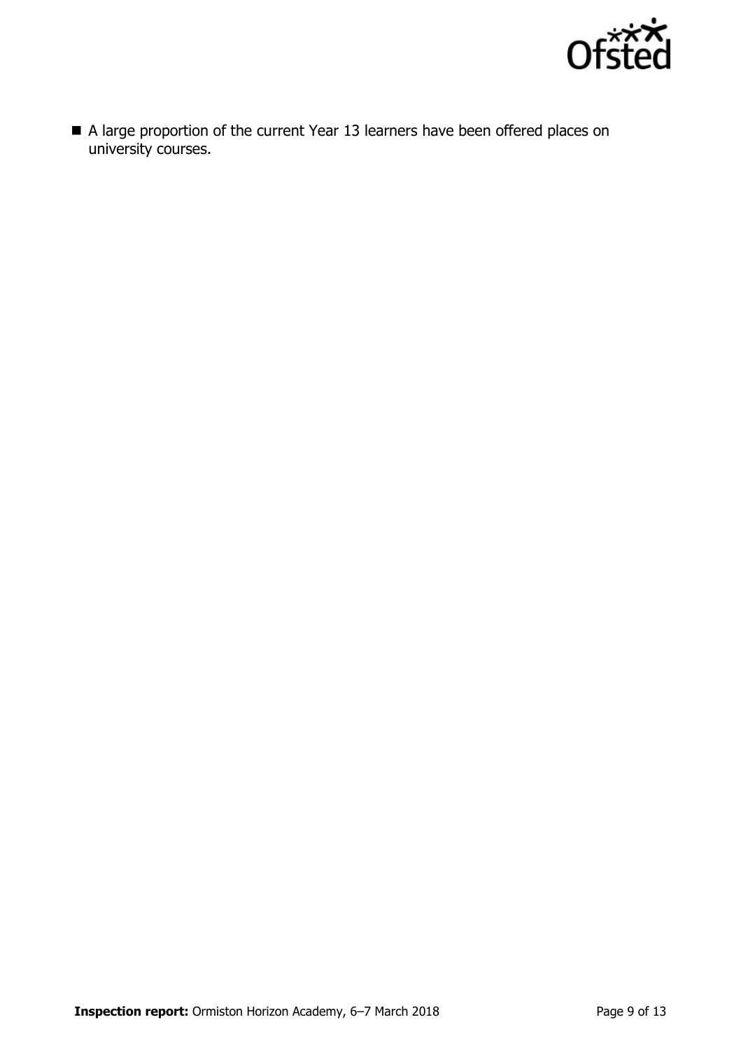- A large proportion of the current Year 13 learners have been offered places on university courses.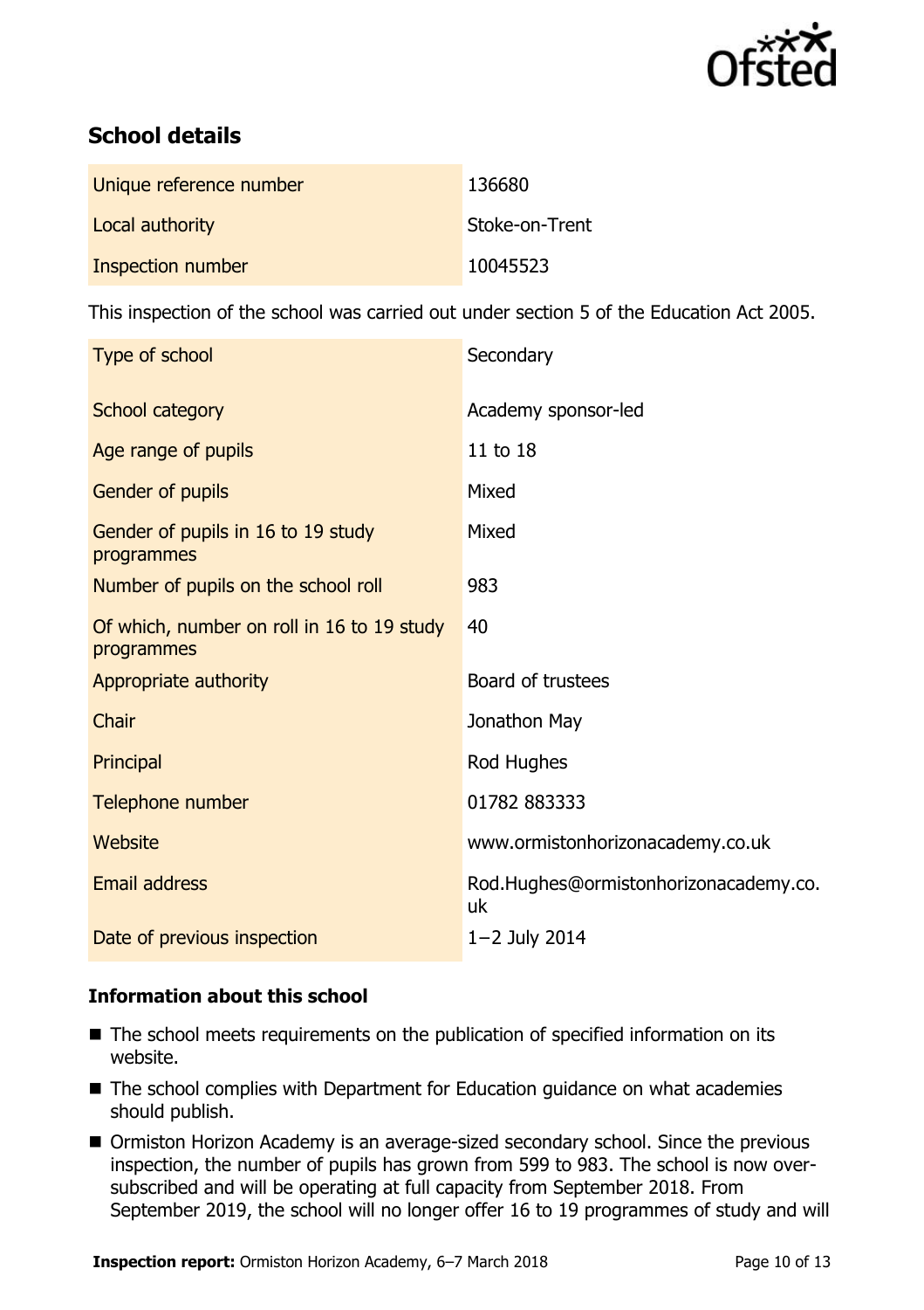## School details

| | |
|---|---|
| Unique reference number | 136680 |
| Local authority | Stoke-on-Trent |
| Inspection number | 10045523 |

This inspection of the school was carried out under section 5 of the Education Act 2005.

| | |
|---|---|
| Type of school | Secondary |
| School category | Academy sponsor-led |
| Age range of pupils | 11 to 18 |
| Gender of pupils | Mixed |
| Gender of pupils in 16 to 19 study programmes | Mixed |
| Number of pupils on the school roll | 983 |
| Of which, number on roll in 16 to 19 study programmes | 40 |
| Appropriate authority | Board of trustees |
| Chair | Jonathon May |
| Principal | Rod Hughes |
| Telephone number | 01782 883333 |
| Website | www.ormistonhorizonacademy.co.uk |
| Email address | Rod.Hughes@ormistonhorizonacademy.co.uk |
| Date of previous inspection | 1–2 July 2014 |

### Information about this school

- The school meets requirements on the publication of specified information on its website.
- The school complies with Department for Education guidance on what academies should publish.
- Ormiston Horizon Academy is an average-sized secondary school. Since the previous inspection, the number of pupils has grown from 599 to 983. The school is now over-subscribed and will be operating at full capacity from September 2018. From September 2019, the school will no longer offer 16 to 19 programmes of study and will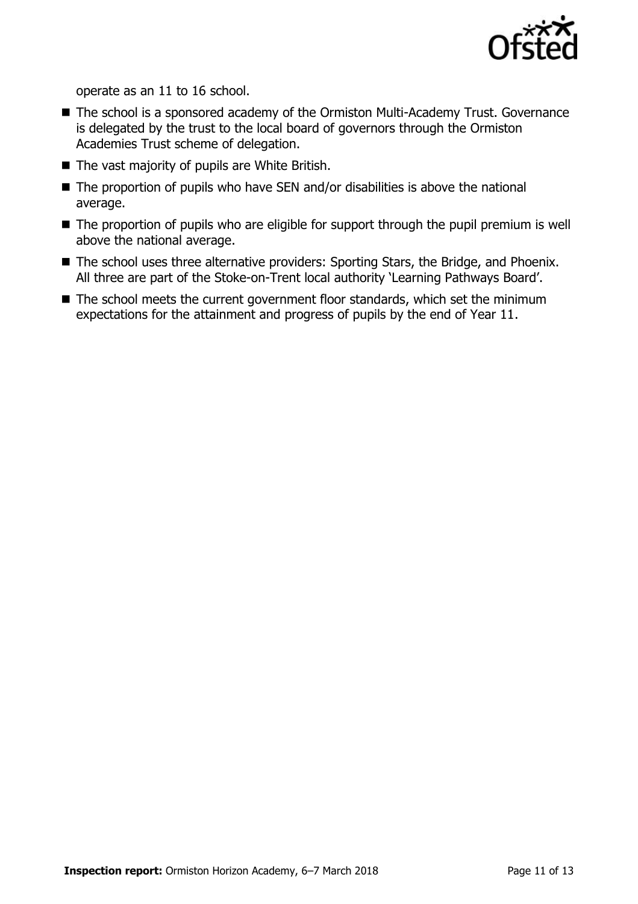operate as an 11 to 16 school.

- The school is a sponsored academy of the Ormiston Multi-Academy Trust. Governance is delegated by the trust to the local board of governors through the Ormiston Academies Trust scheme of delegation.
- The vast majority of pupils are White British.
- The proportion of pupils who have SEN and/or disabilities is above the national average.
- The proportion of pupils who are eligible for support through the pupil premium is well above the national average.
- The school uses three alternative providers: Sporting Stars, the Bridge, and Phoenix. All three are part of the Stoke-on-Trent local authority 'Learning Pathways Board'.
- The school meets the current government floor standards, which set the minimum expectations for the attainment and progress of pupils by the end of Year 11.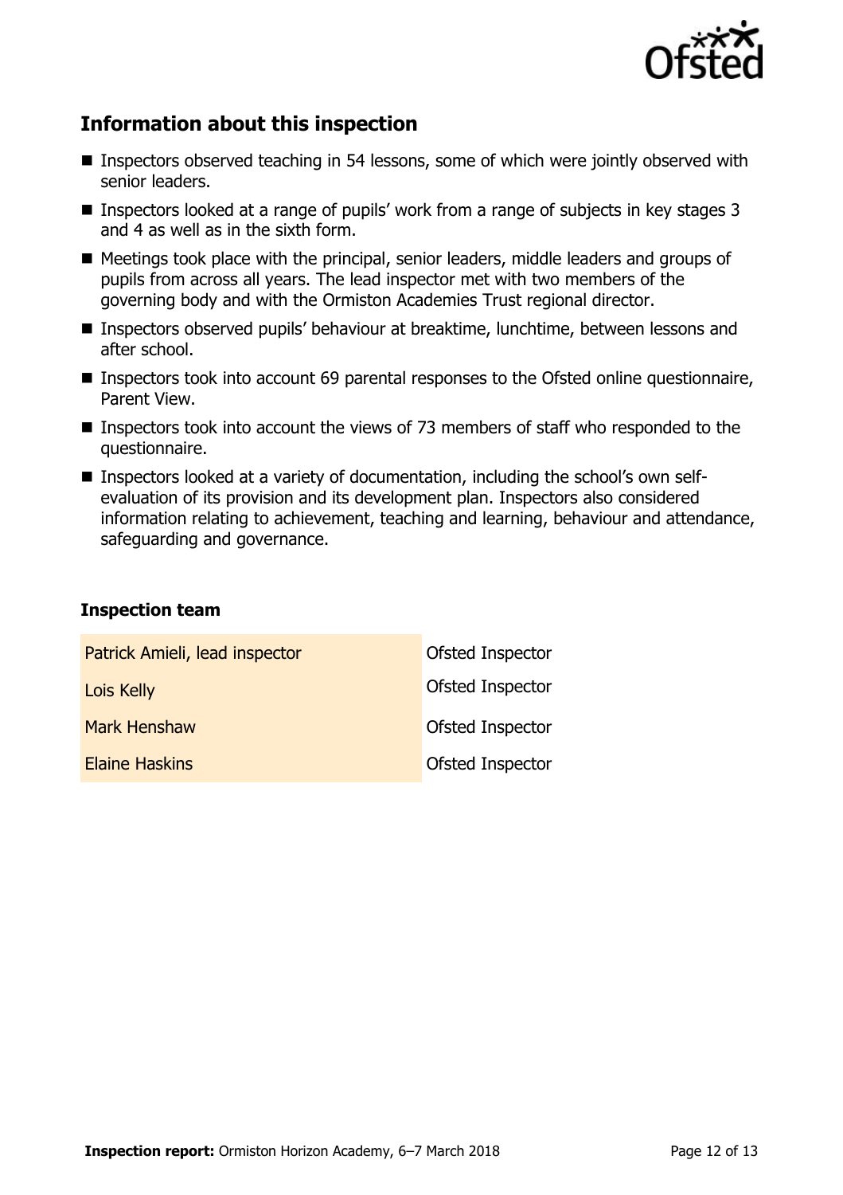## Information about this inspection

- Inspectors observed teaching in 54 lessons, some of which were jointly observed with senior leaders.
- Inspectors looked at a range of pupils' work from a range of subjects in key stages 3 and 4 as well as in the sixth form.
- Meetings took place with the principal, senior leaders, middle leaders and groups of pupils from across all years. The lead inspector met with two members of the governing body and with the Ormiston Academies Trust regional director.
- Inspectors observed pupils' behaviour at breaktime, lunchtime, between lessons and after school.
- Inspectors took into account 69 parental responses to the Ofsted online questionnaire, Parent View.
- Inspectors took into account the views of 73 members of staff who responded to the questionnaire.
- Inspectors looked at a variety of documentation, including the school's own self-evaluation of its provision and its development plan. Inspectors also considered information relating to achievement, teaching and learning, behaviour and attendance, safeguarding and governance.

### Inspection team

| | |
|---|---|
| Patrick Amieli, lead inspector | Ofsted Inspector |
| Lois Kelly | Ofsted Inspector |
| Mark Henshaw | Ofsted Inspector |
| Elaine Haskins | Ofsted Inspector |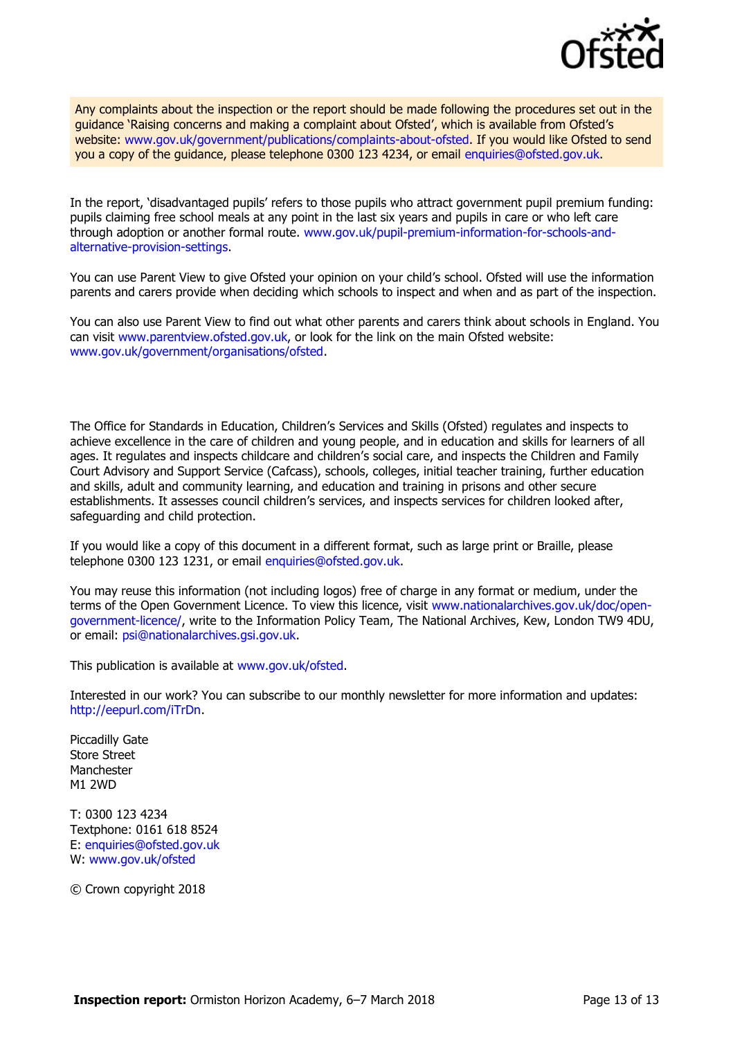Any complaints about the inspection or the report should be made following the procedures set out in the guidance 'Raising concerns and making a complaint about Ofsted', which is available from Ofsted's website: www.gov.uk/government/publications/complaints-about-ofsted. If you would like Ofsted to send you a copy of the guidance, please telephone 0300 123 4234, or email enquiries@ofsted.gov.uk.

In the report, 'disadvantaged pupils' refers to those pupils who attract government pupil premium funding: pupils claiming free school meals at any point in the last six years and pupils in care or who left care through adoption or another formal route. www.gov.uk/pupil-premium-information-for-schools-and-alternative-provision-settings.

You can use Parent View to give Ofsted your opinion on your child's school. Ofsted will use the information parents and carers provide when deciding which schools to inspect and when and as part of the inspection.

You can also use Parent View to find out what other parents and carers think about schools in England. You can visit www.parentview.ofsted.gov.uk, or look for the link on the main Ofsted website: www.gov.uk/government/organisations/ofsted.

The Office for Standards in Education, Children's Services and Skills (Ofsted) regulates and inspects to achieve excellence in the care of children and young people, and in education and skills for learners of all ages. It regulates and inspects childcare and children's social care, and inspects the Children and Family Court Advisory and Support Service (Cafcass), schools, colleges, initial teacher training, further education and skills, adult and community learning, and education and training in prisons and other secure establishments. It assesses council children's services, and inspects services for children looked after, safeguarding and child protection.

If you would like a copy of this document in a different format, such as large print or Braille, please telephone 0300 123 1231, or email enquiries@ofsted.gov.uk.

You may reuse this information (not including logos) free of charge in any format or medium, under the terms of the Open Government Licence. To view this licence, visit www.nationalarchives.gov.uk/doc/open-government-licence/, write to the Information Policy Team, The National Archives, Kew, London TW9 4DU, or email: psi@nationalarchives.gsi.gov.uk.

This publication is available at www.gov.uk/ofsted.

Interested in our work? You can subscribe to our monthly newsletter for more information and updates: http://eepurl.com/iTrDn.

Piccadilly Gate  
Store Street  
Manchester  
M1 2WD

T: 0300 123 4234  
Textphone: 0161 618 8524  
E: enquiries@ofsted.gov.uk  
W: www.gov.uk/ofsted

© Crown copyright 2018